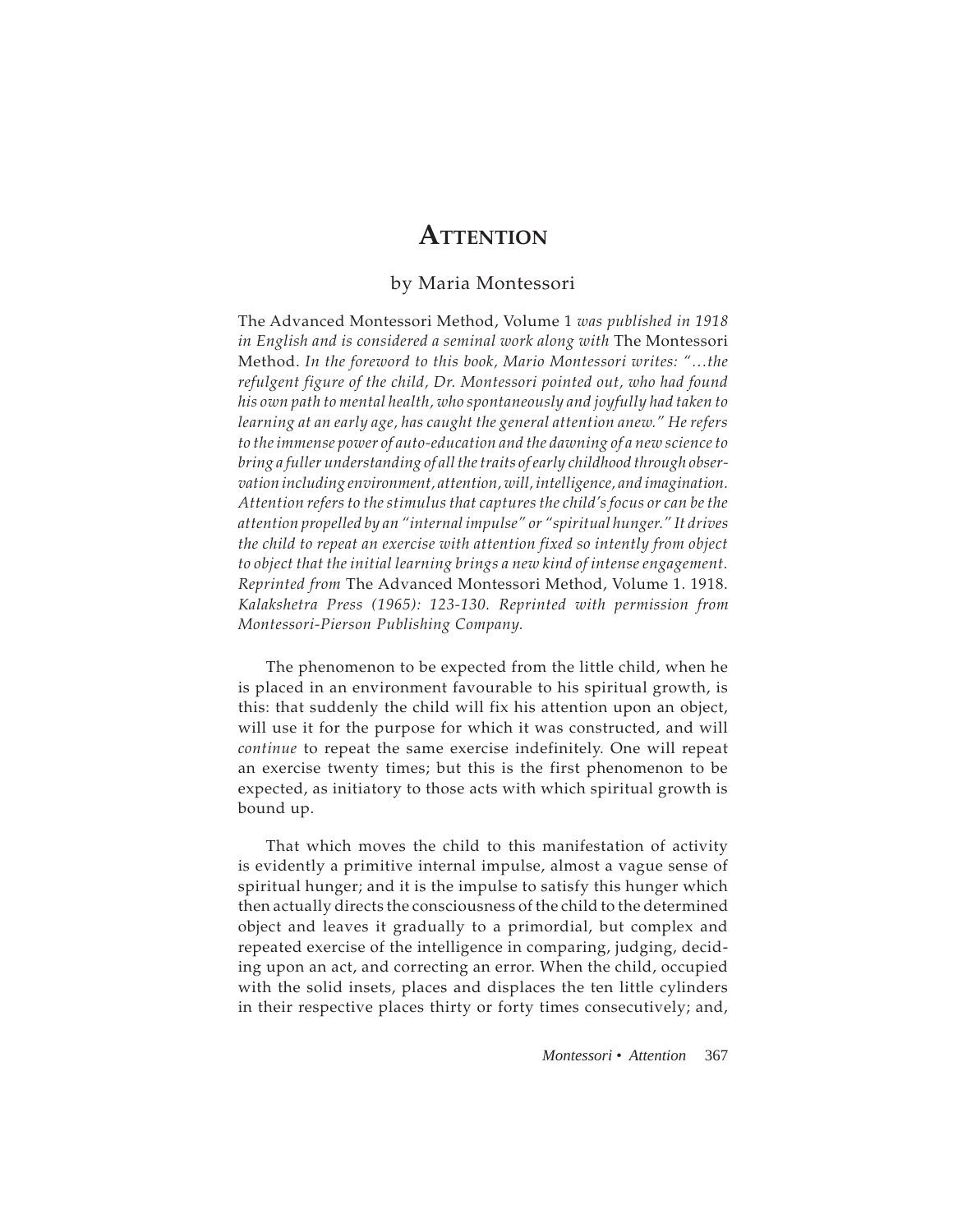# Attention

by Maria Montessori

The Advanced Montessori Method, Volume 1 *was published in 1918 in English and is considered a seminal work along with* The Montessori Method. *In the foreword to this book, Mario Montessori writes: "…the refulgent figure of the child, Dr. Montessori pointed out, who had found his own path to mental health, who spontaneously and joyfully had taken to learning at an early age, has caught the general attention anew." He refers to the immense power of auto-education and the dawning of a new science to bring a fuller understanding of all the traits of early childhood through observation including environment, attention, will, intelligence, and imagination. Attention refers to the stimulus that captures the child's focus or can be the attention propelled by an "internal impulse" or "spiritual hunger." It drives the child to repeat an exercise with attention fixed so intently from object to object that the initial learning brings a new kind of intense engagement. Reprinted from* The Advanced Montessori Method, Volume 1. 1918. *Kalakshetra Press (1965): 123-130. Reprinted with permission from Montessori-Pierson Publishing Company.*

The phenomenon to be expected from the little child, when he is placed in an environment favourable to his spiritual growth, is this: that suddenly the child will fix his attention upon an object, will use it for the purpose for which it was constructed, and will *continue* to repeat the same exercise indefinitely. One will repeat an exercise twenty times; but this is the first phenomenon to be expected, as initiatory to those acts with which spiritual growth is bound up.

That which moves the child to this manifestation of activity is evidently a primitive internal impulse, almost a vague sense of spiritual hunger; and it is the impulse to satisfy this hunger which then actually directs the consciousness of the child to the determined object and leaves it gradually to a primordial, but complex and repeated exercise of the intelligence in comparing, judging, deciding upon an act, and correcting an error. When the child, occupied with the solid insets, places and displaces the ten little cylinders in their respective places thirty or forty times consecutively; and,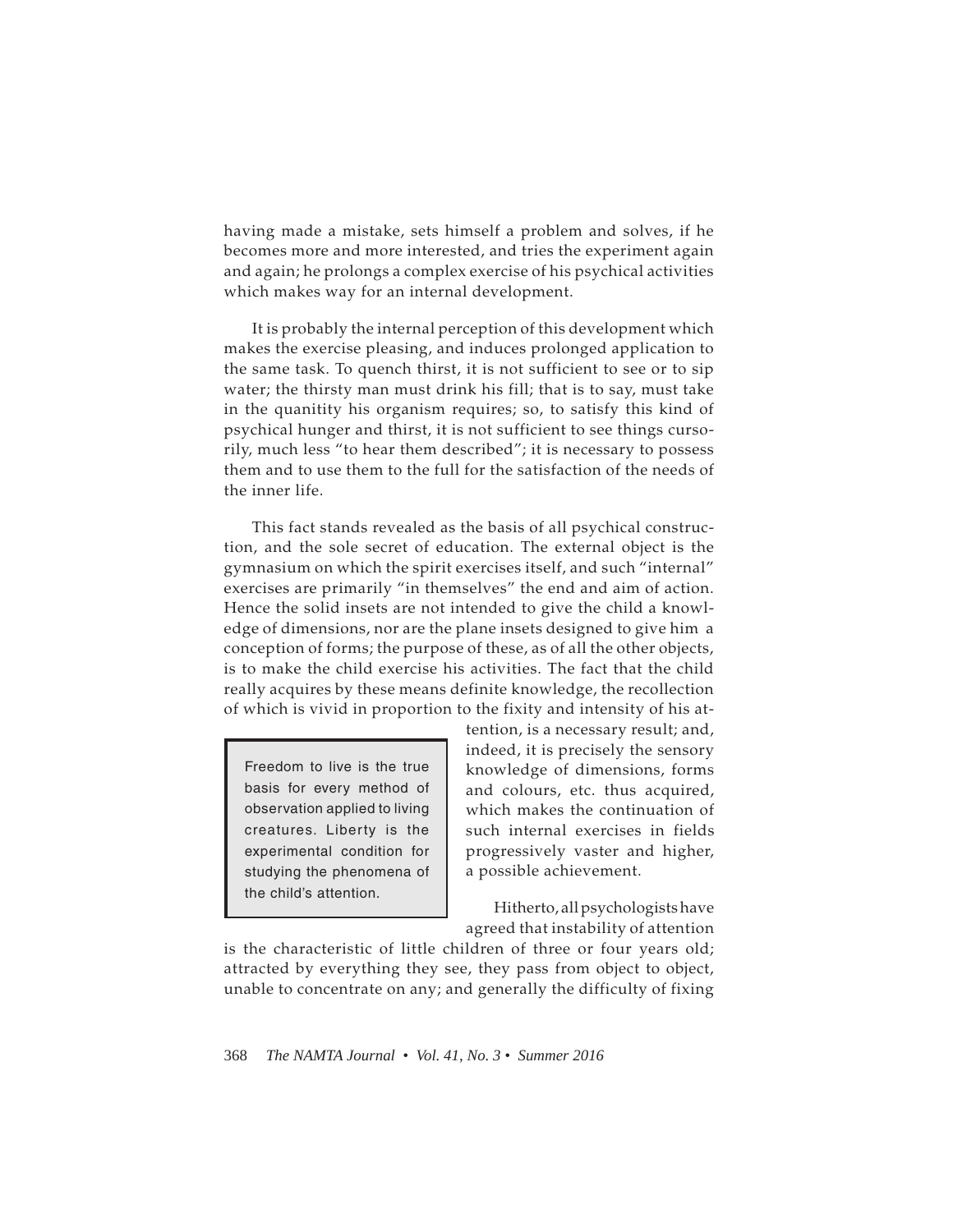having made a mistake, sets himself a problem and solves, if he becomes more and more interested, and tries the experiment again and again; he prolongs a complex exercise of his psychical activities which makes way for an internal development.

It is probably the internal perception of this development which makes the exercise pleasing, and induces prolonged application to the same task. To quench thirst, it is not sufficient to see or to sip water; the thirsty man must drink his fill; that is to say, must take in the quanitity his organism requires; so, to satisfy this kind of psychical hunger and thirst, it is not sufficient to see things cursorily, much less "to hear them described"; it is necessary to possess them and to use them to the full for the satisfaction of the needs of the inner life.

This fact stands revealed as the basis of all psychical construction, and the sole secret of education. The external object is the gymnasium on which the spirit exercises itself, and such "internal" exercises are primarily "in themselves" the end and aim of action. Hence the solid insets are not intended to give the child a knowledge of dimensions, nor are the plane insets designed to give him a conception of forms; the purpose of these, as of all the other objects, is to make the child exercise his activities. The fact that the child really acquires by these means definite knowledge, the recollection of which is vivid in proportion to the fixity and intensity of his attention, is a necessary result; and, indeed, it is precisely the sensory knowledge of dimensions, forms and colours, etc. thus acquired, which makes the continuation of such internal exercises in fields progressively vaster and higher, a possible achievement.

> Freedom to live is the true basis for every method of observation applied to living creatures. Liberty is the experimental condition for studying the phenomena of the child's attention.

Hitherto, all psychologists have agreed that instability of attention is the characteristic of little children of three or four years old; attracted by everything they see, they pass from object to object, unable to concentrate on any; and generally the difficulty of fixing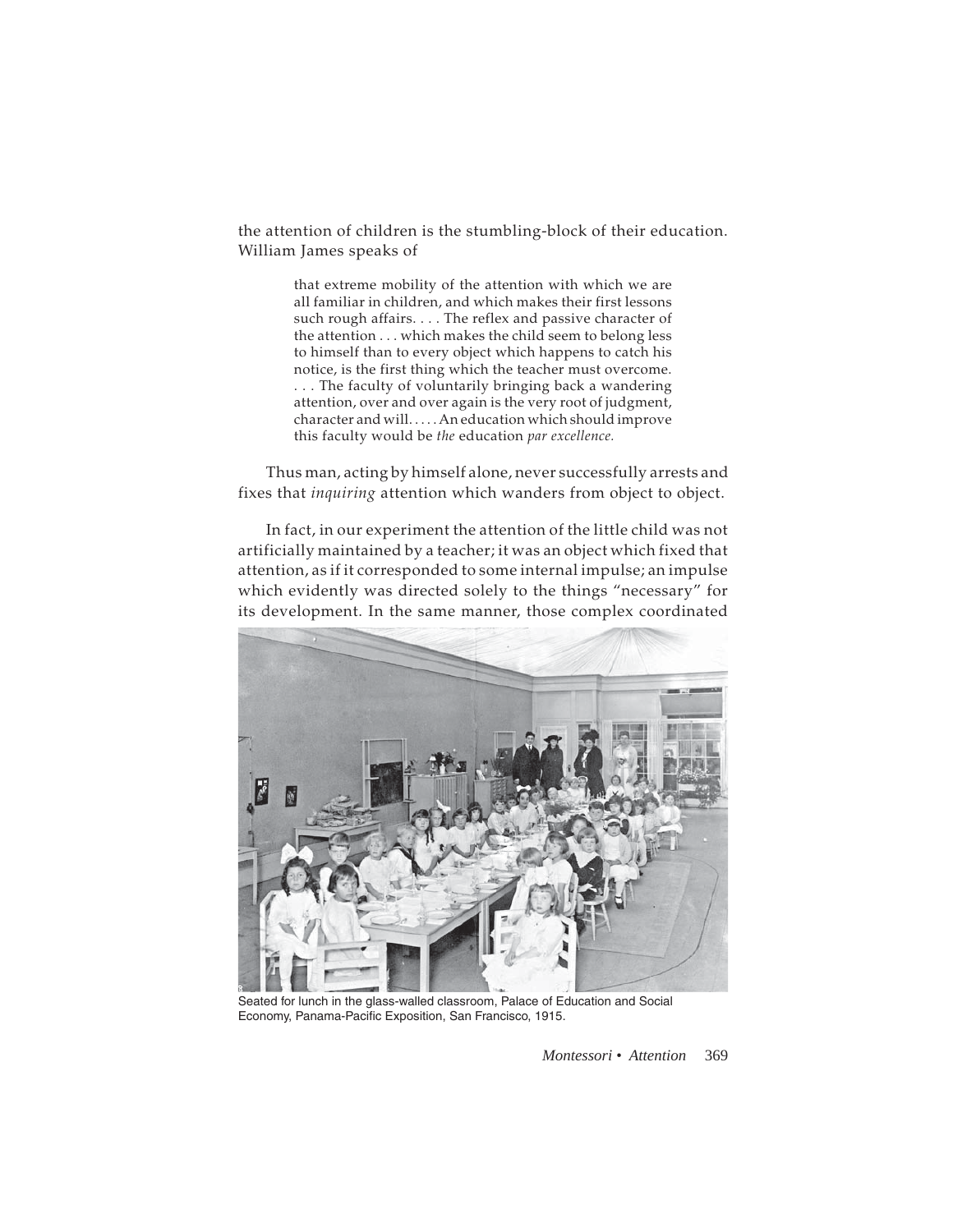the attention of children is the stumbling-block of their education. William James speaks of

> that extreme mobility of the attention with which we are all familiar in children, and which makes their first lessons such rough affairs. . . . The reflex and passive character of the attention . . . which makes the child seem to belong less to himself than to every object which happens to catch his notice, is the first thing which the teacher must overcome. . . . The faculty of voluntarily bringing back a wandering attention, over and over again is the very root of judgment, character and will. . . . . An education which should improve this faculty would be *the* education *par excellence.*

Thus man, acting by himself alone, never successfully arrests and fixes that *inquiring* attention which wanders from object to object.

In fact, in our experiment the attention of the little child was not artificially maintained by a teacher; it was an object which fixed that attention, as if it corresponded to some internal impulse; an impulse which evidently was directed solely to the things "necessary" for its development. In the same manner, those complex coordinated

Seated for lunch in the glass-walled classroom, Palace of Education and Social Economy, Panama-Pacific Exposition, San Francisco, 1915.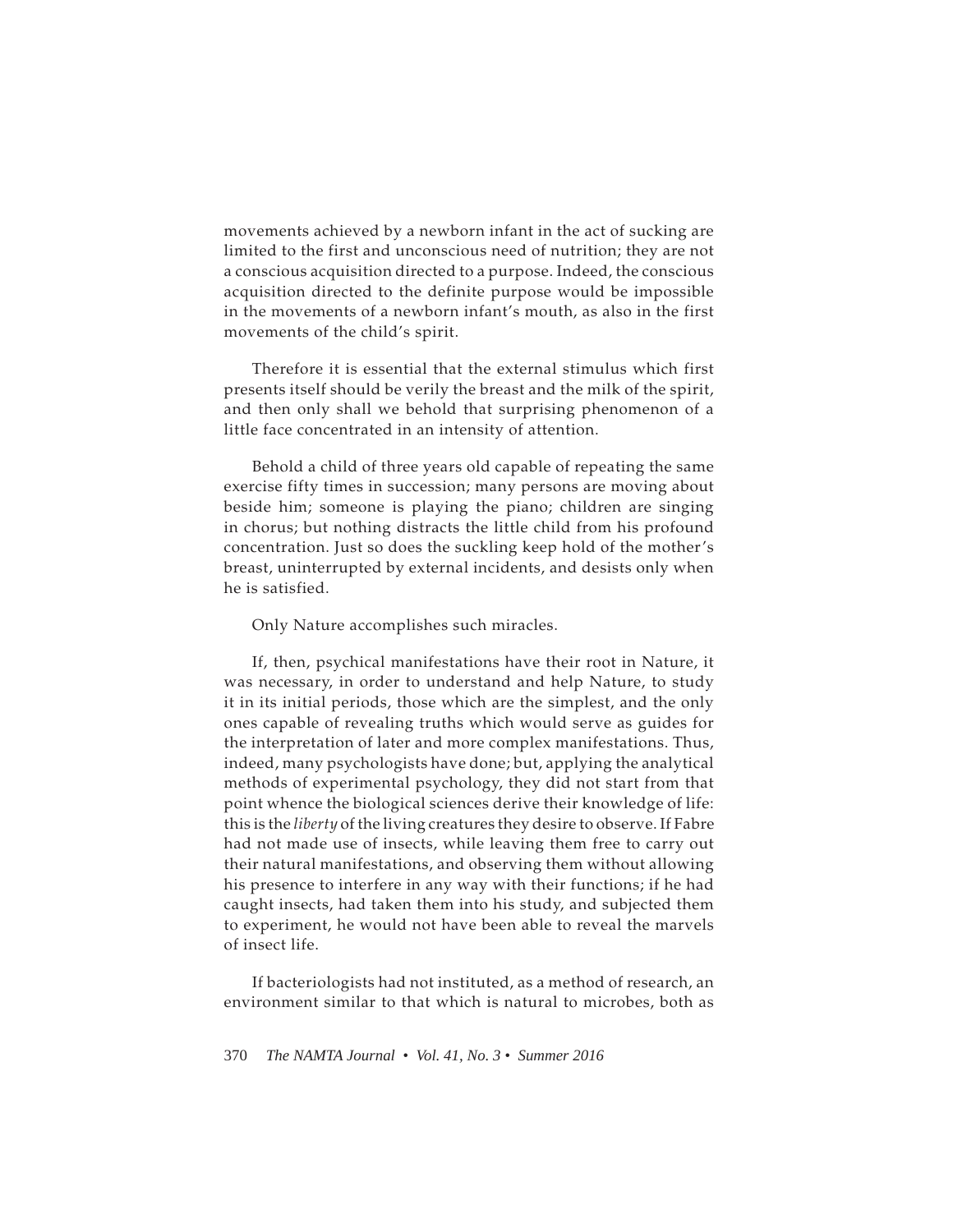movements achieved by a newborn infant in the act of sucking are limited to the first and unconscious need of nutrition; they are not a conscious acquisition directed to a purpose. Indeed, the conscious acquisition directed to the definite purpose would be impossible in the movements of a newborn infant's mouth, as also in the first movements of the child's spirit.

Therefore it is essential that the external stimulus which first presents itself should be verily the breast and the milk of the spirit, and then only shall we behold that surprising phenomenon of a little face concentrated in an intensity of attention.

Behold a child of three years old capable of repeating the same exercise fifty times in succession; many persons are moving about beside him; someone is playing the piano; children are singing in chorus; but nothing distracts the little child from his profound concentration. Just so does the suckling keep hold of the mother's breast, uninterrupted by external incidents, and desists only when he is satisfied.

Only Nature accomplishes such miracles.

If, then, psychical manifestations have their root in Nature, it was necessary, in order to understand and help Nature, to study it in its initial periods, those which are the simplest, and the only ones capable of revealing truths which would serve as guides for the interpretation of later and more complex manifestations. Thus, indeed, many psychologists have done; but, applying the analytical methods of experimental psychology, they did not start from that point whence the biological sciences derive their knowledge of life: this is the *liberty* of the living creatures they desire to observe. If Fabre had not made use of insects, while leaving them free to carry out their natural manifestations, and observing them without allowing his presence to interfere in any way with their functions; if he had caught insects, had taken them into his study, and subjected them to experiment, he would not have been able to reveal the marvels of insect life.

If bacteriologists had not instituted, as a method of research, an environment similar to that which is natural to microbes, both as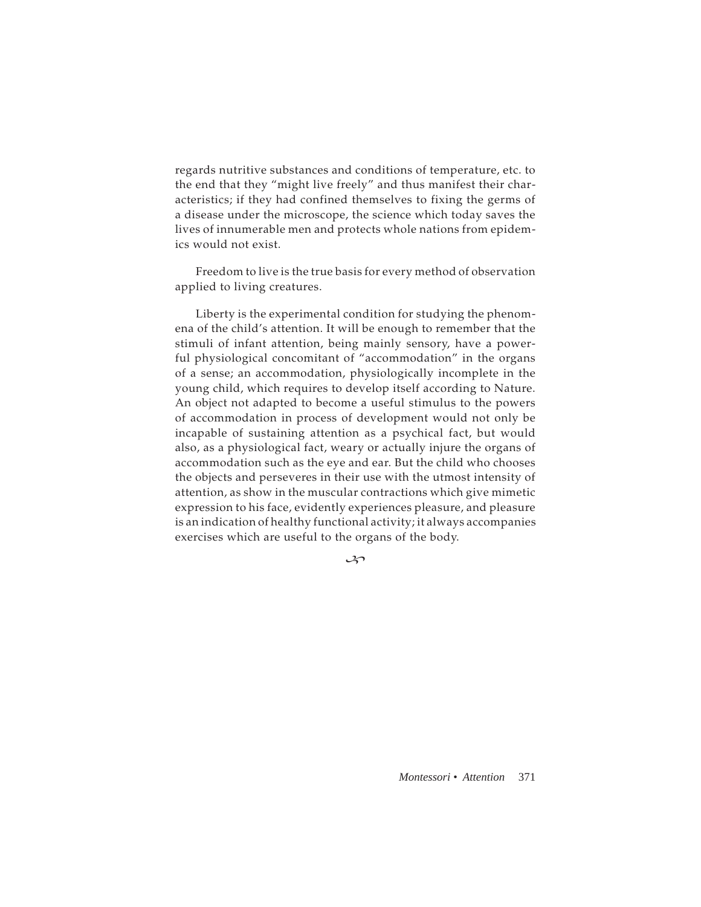regards nutritive substances and conditions of temperature, etc. to the end that they "might live freely" and thus manifest their characteristics; if they had confined themselves to fixing the germs of a disease under the microscope, the science which today saves the lives of innumerable men and protects whole nations from epidemics would not exist.

Freedom to live is the true basis for every method of observation applied to living creatures.

Liberty is the experimental condition for studying the phenomena of the child's attention. It will be enough to remember that the stimuli of infant attention, being mainly sensory, have a powerful physiological concomitant of "accommodation" in the organs of a sense; an accommodation, physiologically incomplete in the young child, which requires to develop itself according to Nature. An object not adapted to become a useful stimulus to the powers of accommodation in process of development would not only be incapable of sustaining attention as a psychical fact, but would also, as a physiological fact, weary or actually injure the organs of accommodation such as the eye and ear. But the child who chooses the objects and perseveres in their use with the utmost intensity of attention, as show in the muscular contractions which give mimetic expression to his face, evidently experiences pleasure, and pleasure is an indication of healthy functional activity; it always accompanies exercises which are useful to the organs of the body.